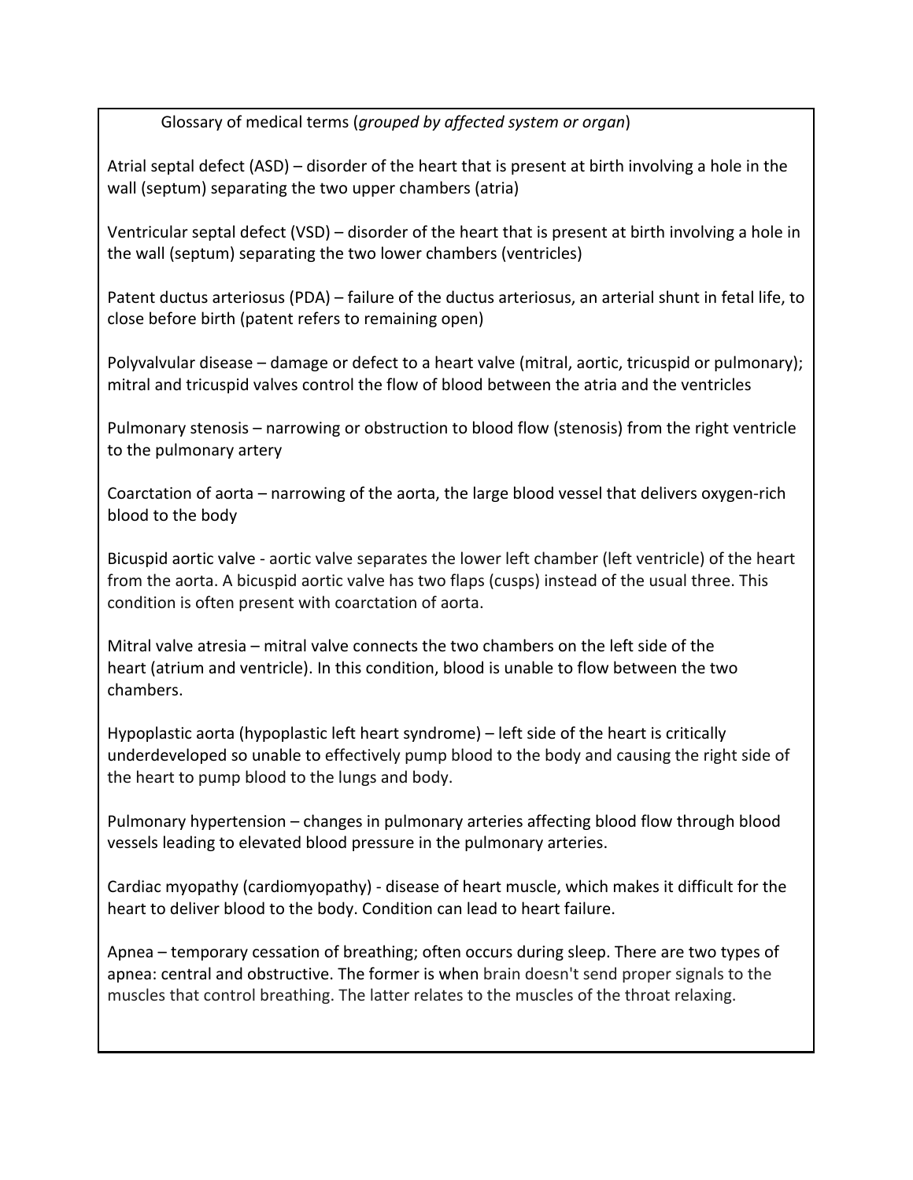Glossary of medical terms (*grouped by affected system or organ*)

Atrial septal defect (ASD) – disorder of the heart that is present at birth involving a hole in the wall (septum) separating the two upper chambers (atria)

Ventricular septal defect (VSD) – disorder of the heart that is present at birth involving a hole in the wall (septum) separating the two lower chambers (ventricles)

Patent ductus arteriosus (PDA) – failure of the ductus arteriosus, an arterial shunt in fetal life, to close before birth (patent refers to remaining open)

Polyvalvular disease – damage or defect to a heart valve (mitral, aortic, tricuspid or pulmonary); mitral and tricuspid valves control the flow of blood between the atria and the ventricles

Pulmonary stenosis – narrowing or obstruction to blood flow (stenosis) from the right ventricle to the pulmonary artery

Coarctation of aorta – narrowing of the aorta, the large blood vessel that delivers oxygen-rich blood to the body

Bicuspid aortic valve - aortic valve separates the lower left chamber (left ventricle) of the heart from the aorta. A bicuspid aortic valve has two flaps (cusps) instead of the usual three. This condition is often present with coarctation of aorta.

Mitral valve atresia – mitral valve connects the two chambers on the left side of the heart (atrium and ventricle). In this condition, blood is unable to flow between the two chambers.

Hypoplastic aorta (hypoplastic left heart syndrome) – left side of the heart is critically underdeveloped so unable to effectively pump blood to the body and causing the right side of the heart to pump blood to the lungs and body.

Pulmonary hypertension – changes in pulmonary arteries affecting blood flow through blood vessels leading to elevated blood pressure in the pulmonary arteries.

Cardiac myopathy (cardiomyopathy) - disease of heart muscle, which makes it difficult for the heart to deliver blood to the body. Condition can lead to heart failure.

Apnea – temporary cessation of breathing; often occurs during sleep. There are two types of apnea: central and obstructive. The former is when brain doesn't send proper signals to the muscles that control breathing. The latter relates to the muscles of the throat relaxing.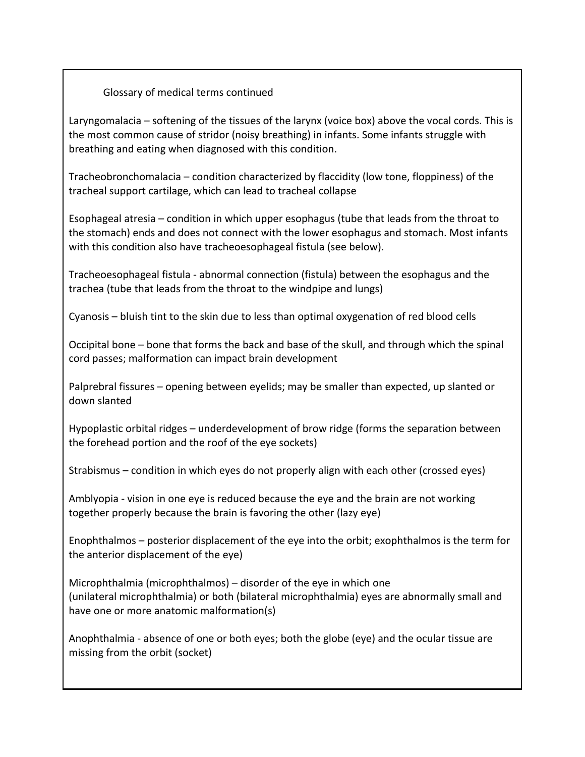Glossary of medical terms continued

Laryngomalacia – softening of the tissues of the larynx (voice box) above the vocal cords. This is the most common cause of stridor (noisy breathing) in infants. Some infants struggle with breathing and eating when diagnosed with this condition.

Tracheobronchomalacia – condition characterized by flaccidity (low tone, floppiness) of the tracheal support cartilage, which can lead to tracheal collapse

Esophageal atresia – condition in which upper esophagus (tube that leads from the throat to the stomach) ends and does not connect with the lower esophagus and stomach. Most infants with this condition also have tracheoesophageal fistula (see below).

Tracheoesophageal fistula - abnormal connection (fistula) between the esophagus and the trachea (tube that leads from the throat to the windpipe and lungs)

Cyanosis – bluish tint to the skin due to less than optimal oxygenation of red blood cells

Occipital bone – bone that forms the back and base of the skull, and through which the spinal cord passes; malformation can impact brain development

Palprebral fissures – opening between eyelids; may be smaller than expected, up slanted or down slanted

Hypoplastic orbital ridges – underdevelopment of brow ridge (forms the separation between the forehead portion and the roof of the eye sockets)

Strabismus – condition in which eyes do not properly align with each other (crossed eyes)

Amblyopia - vision in one eye is reduced because the eye and the brain are not working together properly because the brain is favoring the other (lazy eye)

Enophthalmos – posterior displacement of the eye into the orbit; exophthalmos is the term for the anterior displacement of the eye)

Microphthalmia (microphthalmos) – disorder of the eye in which one (unilateral microphthalmia) or both (bilateral microphthalmia) eyes are abnormally small and have one or more anatomic malformation(s)

Anophthalmia - absence of one or both eyes; both the globe (eye) and the ocular tissue are missing from the orbit (socket)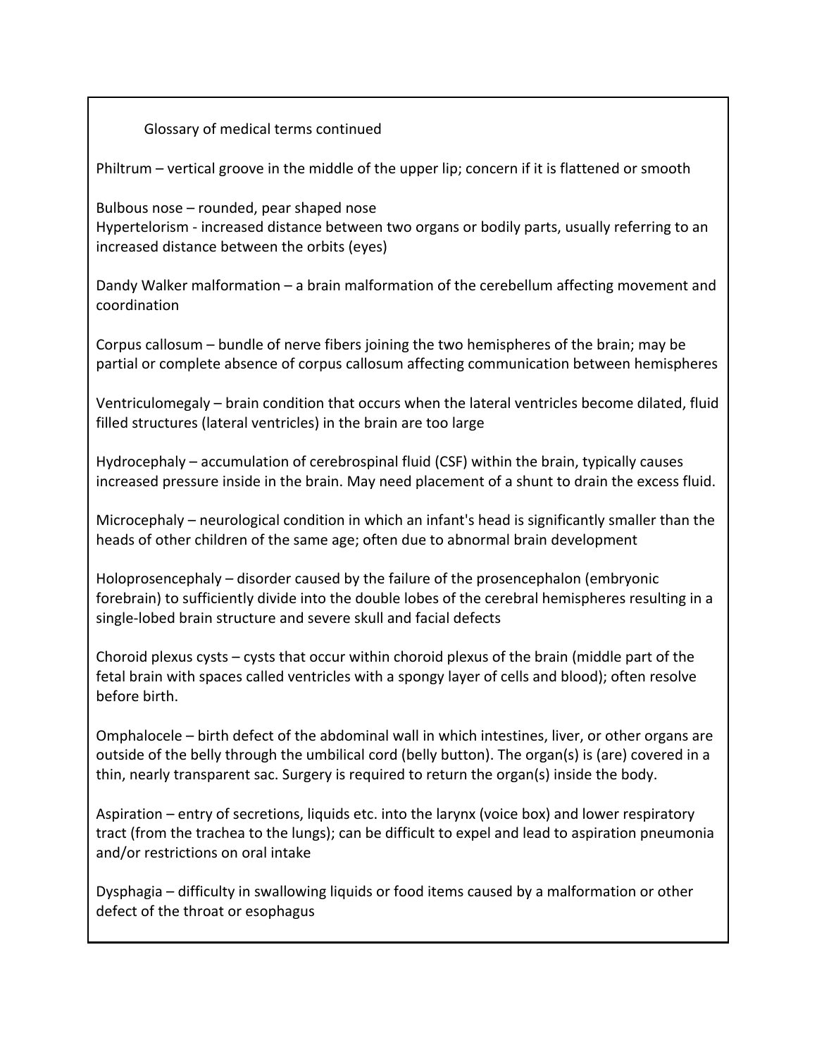Glossary of medical terms continued

Philtrum – vertical groove in the middle of the upper lip; concern if it is flattened or smooth

Bulbous nose – rounded, pear shaped nose
Hypertelorism - increased distance between two organs or bodily parts, usually referring to an increased distance between the orbits (eyes)

Dandy Walker malformation – a brain malformation of the cerebellum affecting movement and coordination

Corpus callosum – bundle of nerve fibers joining the two hemispheres of the brain; may be partial or complete absence of corpus callosum affecting communication between hemispheres

Ventriculomegaly – brain condition that occurs when the lateral ventricles become dilated, fluid filled structures (lateral ventricles) in the brain are too large

Hydrocephaly – accumulation of cerebrospinal fluid (CSF) within the brain, typically causes increased pressure inside in the brain. May need placement of a shunt to drain the excess fluid.

Microcephaly – neurological condition in which an infant's head is significantly smaller than the heads of other children of the same age; often due to abnormal brain development

Holoprosencephaly – disorder caused by the failure of the prosencephalon (embryonic forebrain) to sufficiently divide into the double lobes of the cerebral hemispheres resulting in a single-lobed brain structure and severe skull and facial defects

Choroid plexus cysts – cysts that occur within choroid plexus of the brain (middle part of the fetal brain with spaces called ventricles with a spongy layer of cells and blood); often resolve before birth.

Omphalocele – birth defect of the abdominal wall in which intestines, liver, or other organs are outside of the belly through the umbilical cord (belly button). The organ(s) is (are) covered in a thin, nearly transparent sac. Surgery is required to return the organ(s) inside the body.

Aspiration – entry of secretions, liquids etc. into the larynx (voice box) and lower respiratory tract (from the trachea to the lungs); can be difficult to expel and lead to aspiration pneumonia and/or restrictions on oral intake

Dysphagia – difficulty in swallowing liquids or food items caused by a malformation or other defect of the throat or esophagus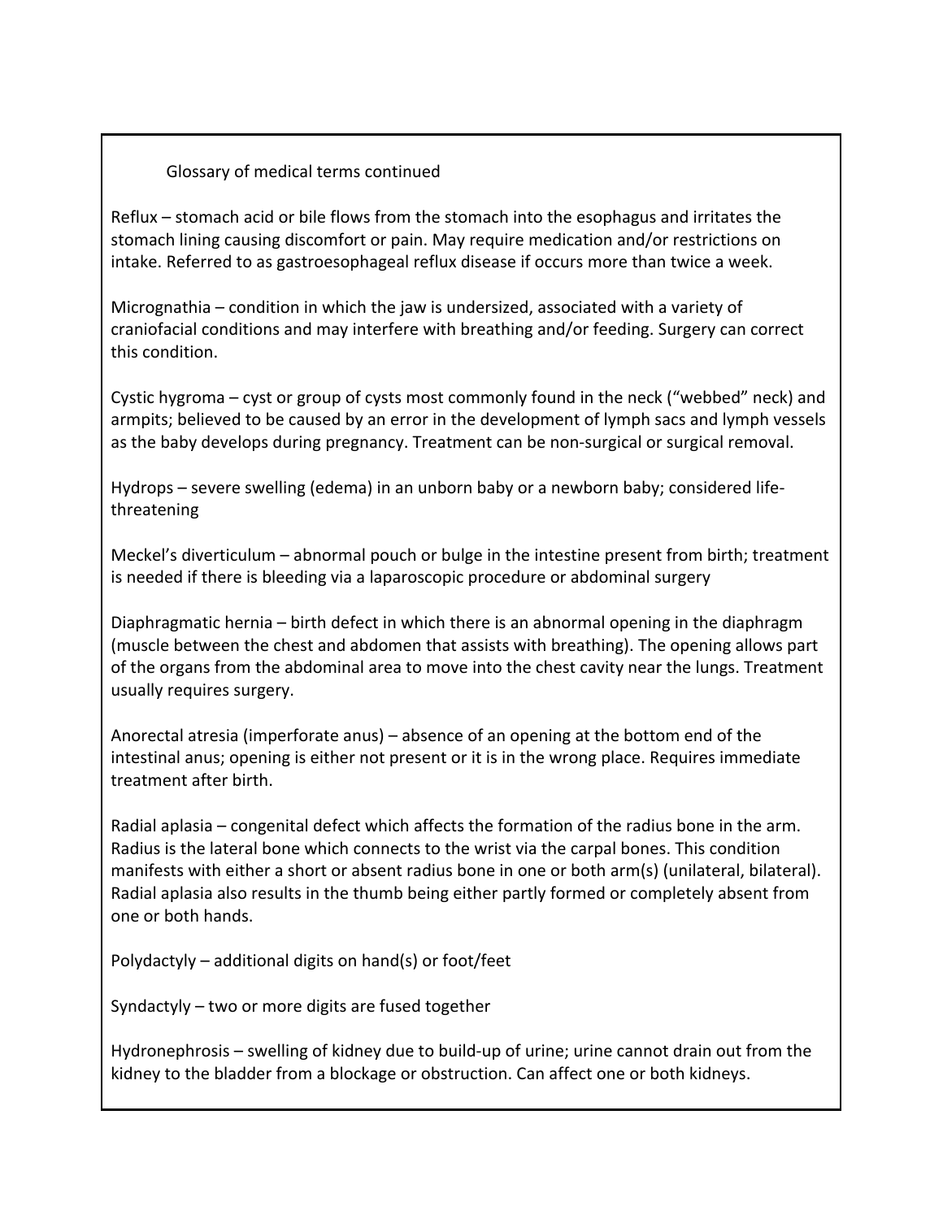Glossary of medical terms continued

Reflux – stomach acid or bile flows from the stomach into the esophagus and irritates the stomach lining causing discomfort or pain. May require medication and/or restrictions on intake. Referred to as gastroesophageal reflux disease if occurs more than twice a week.

Micrognathia – condition in which the jaw is undersized, associated with a variety of craniofacial conditions and may interfere with breathing and/or feeding. Surgery can correct this condition.

Cystic hygroma – cyst or group of cysts most commonly found in the neck ("webbed" neck) and armpits; believed to be caused by an error in the development of lymph sacs and lymph vessels as the baby develops during pregnancy. Treatment can be non-surgical or surgical removal.

Hydrops – severe swelling (edema) in an unborn baby or a newborn baby; considered life-threatening

Meckel's diverticulum – abnormal pouch or bulge in the intestine present from birth; treatment is needed if there is bleeding via a laparoscopic procedure or abdominal surgery

Diaphragmatic hernia – birth defect in which there is an abnormal opening in the diaphragm (muscle between the chest and abdomen that assists with breathing). The opening allows part of the organs from the abdominal area to move into the chest cavity near the lungs. Treatment usually requires surgery.

Anorectal atresia (imperforate anus) – absence of an opening at the bottom end of the intestinal anus; opening is either not present or it is in the wrong place. Requires immediate treatment after birth.

Radial aplasia – congenital defect which affects the formation of the radius bone in the arm. Radius is the lateral bone which connects to the wrist via the carpal bones. This condition manifests with either a short or absent radius bone in one or both arm(s) (unilateral, bilateral). Radial aplasia also results in the thumb being either partly formed or completely absent from one or both hands.

Polydactyly – additional digits on hand(s) or foot/feet

Syndactyly – two or more digits are fused together

Hydronephrosis – swelling of kidney due to build-up of urine; urine cannot drain out from the kidney to the bladder from a blockage or obstruction. Can affect one or both kidneys.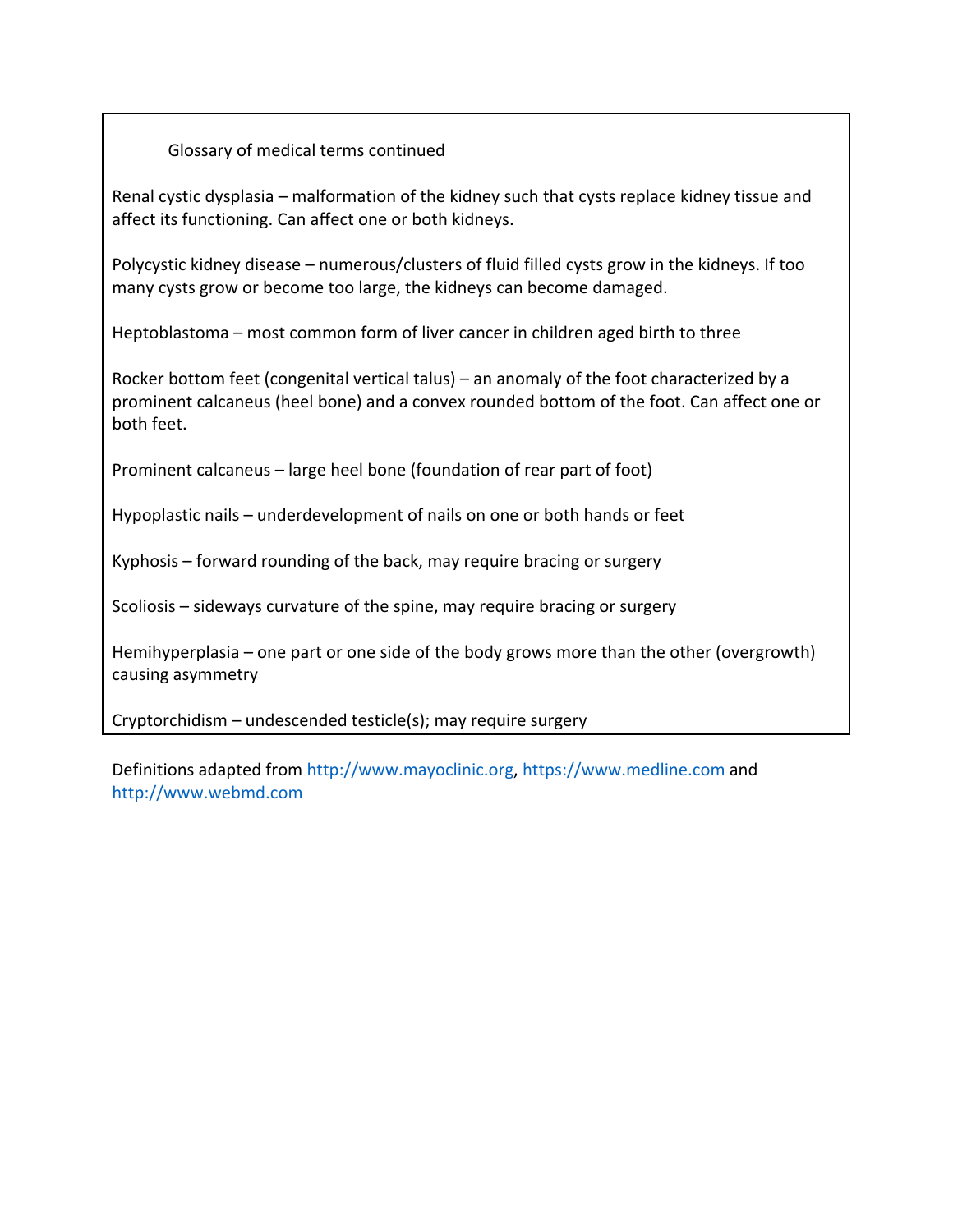Glossary of medical terms continued

Renal cystic dysplasia – malformation of the kidney such that cysts replace kidney tissue and affect its functioning. Can affect one or both kidneys.

Polycystic kidney disease – numerous/clusters of fluid filled cysts grow in the kidneys. If too many cysts grow or become too large, the kidneys can become damaged.

Heptoblastoma – most common form of liver cancer in children aged birth to three

Rocker bottom feet (congenital vertical talus) – an anomaly of the foot characterized by a prominent calcaneus (heel bone) and a convex rounded bottom of the foot. Can affect one or both feet.

Prominent calcaneus – large heel bone (foundation of rear part of foot)

Hypoplastic nails – underdevelopment of nails on one or both hands or feet

Kyphosis – forward rounding of the back, may require bracing or surgery

Scoliosis – sideways curvature of the spine, may require bracing or surgery

Hemihyperplasia – one part or one side of the body grows more than the other (overgrowth) causing asymmetry

Cryptorchidism – undescended testicle(s); may require surgery

Definitions adapted from http://www.mayoclinic.org, https://www.medline.com and http://www.webmd.com